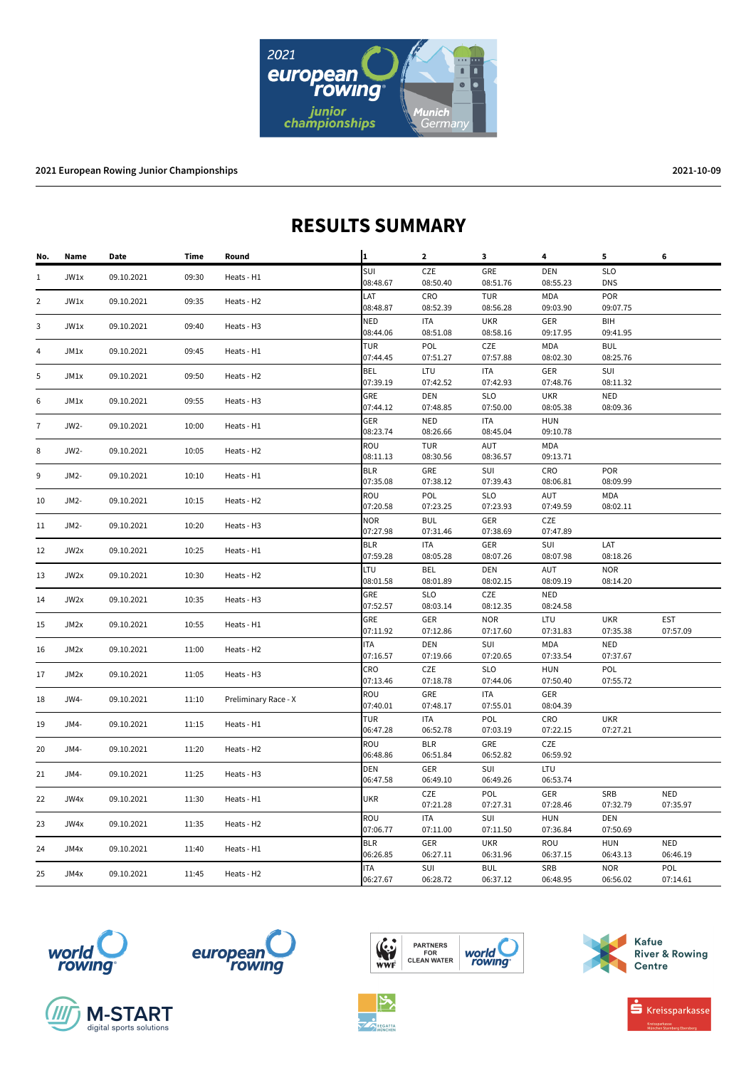**2021 European Rowing Junior Championships** 2021-10-09

# RESULTS SUMMARY

| No. | Name | Date | Time | Round | 1 | 2 | 3 | 4 | 5 | 6 |
|---|---|---|---|---|---|---|---|---|---|---|
| 1 | JW1x | 09.10.2021 | 09:30 | Heats - H1 | SUI 08:48.67 | CZE 08:50.40 | GRE 08:51.76 | DEN 08:55.23 | SLO DNS | |
| 2 | JW1x | 09.10.2021 | 09:35 | Heats - H2 | LAT 08:48.87 | CRO 08:52.39 | TUR 08:56.28 | MDA 09:03.90 | POR 09:07.75 | |
| 3 | JW1x | 09.10.2021 | 09:40 | Heats - H3 | NED 08:44.06 | ITA 08:51.08 | UKR 08:58.16 | GER 09:17.95 | BIH 09:41.95 | |
| 4 | JM1x | 09.10.2021 | 09:45 | Heats - H1 | TUR 07:44.45 | POL 07:51.27 | CZE 07:57.88 | MDA 08:02.30 | BUL 08:25.76 | |
| 5 | JM1x | 09.10.2021 | 09:50 | Heats - H2 | BEL 07:39.19 | LTU 07:42.52 | ITA 07:42.93 | GER 07:48.76 | SUI 08:11.32 | |
| 6 | JM1x | 09.10.2021 | 09:55 | Heats - H3 | GRE 07:44.12 | DEN 07:48.85 | SLO 07:50.00 | UKR 08:05.38 | NED 08:09.36 | |
| 7 | JW2- | 09.10.2021 | 10:00 | Heats - H1 | GER 08:23.74 | NED 08:26.66 | ITA 08:45.04 | HUN 09:10.78 | | |
| 8 | JW2- | 09.10.2021 | 10:05 | Heats - H2 | ROU 08:11.13 | TUR 08:30.56 | AUT 08:36.57 | MDA 09:13.71 | | |
| 9 | JM2- | 09.10.2021 | 10:10 | Heats - H1 | BLR 07:35.08 | GRE 07:38.12 | SUI 07:39.43 | CRO 08:06.81 | POR 08:09.99 | |
| 10 | JM2- | 09.10.2021 | 10:15 | Heats - H2 | ROU 07:20.58 | POL 07:23.25 | SLO 07:23.93 | AUT 07:49.59 | MDA 08:02.11 | |
| 11 | JM2- | 09.10.2021 | 10:20 | Heats - H3 | NOR 07:27.98 | BUL 07:31.46 | GER 07:38.69 | CZE 07:47.89 | | |
| 12 | JW2x | 09.10.2021 | 10:25 | Heats - H1 | BLR 07:59.28 | ITA 08:05.28 | GER 08:07.26 | SUI 08:07.98 | LAT 08:18.26 | |
| 13 | JW2x | 09.10.2021 | 10:30 | Heats - H2 | LTU 08:01.58 | BEL 08:01.89 | DEN 08:02.15 | AUT 08:09.19 | NOR 08:14.20 | |
| 14 | JW2x | 09.10.2021 | 10:35 | Heats - H3 | GRE 07:52.57 | SLO 08:03.14 | CZE 08:12.35 | NED 08:24.58 | | |
| 15 | JM2x | 09.10.2021 | 10:55 | Heats - H1 | GRE 07:11.92 | GER 07:12.86 | NOR 07:17.60 | LTU 07:31.83 | UKR 07:35.38 | EST 07:57.09 |
| 16 | JM2x | 09.10.2021 | 11:00 | Heats - H2 | ITA 07:16.57 | DEN 07:19.66 | SUI 07:20.65 | MDA 07:33.54 | NED 07:37.67 | |
| 17 | JM2x | 09.10.2021 | 11:05 | Heats - H3 | CRO 07:13.46 | CZE 07:18.78 | SLO 07:44.06 | HUN 07:50.40 | POL 07:55.72 | |
| 18 | JW4- | 09.10.2021 | 11:10 | Preliminary Race - X | ROU 07:40.01 | GRE 07:48.17 | ITA 07:55.01 | GER 08:04.39 | | |
| 19 | JM4- | 09.10.2021 | 11:15 | Heats - H1 | TUR 06:47.28 | ITA 06:52.78 | POL 07:03.19 | CRO 07:22.15 | UKR 07:27.21 | |
| 20 | JM4- | 09.10.2021 | 11:20 | Heats - H2 | ROU 06:48.86 | BLR 06:51.84 | GRE 06:52.82 | CZE 06:59.92 | | |
| 21 | JM4- | 09.10.2021 | 11:25 | Heats - H3 | DEN 06:47.58 | GER 06:49.10 | SUI 06:49.26 | LTU 06:53.74 | | |
| 22 | JW4x | 09.10.2021 | 11:30 | Heats - H1 | UKR | CZE 07:21.28 | POL 07:27.31 | GER 07:28.46 | SRB 07:32.79 | NED 07:35.97 |
| 23 | JW4x | 09.10.2021 | 11:35 | Heats - H2 | ROU 07:06.77 | ITA 07:11.00 | SUI 07:11.50 | HUN 07:36.84 | DEN 07:50.69 | |
| 24 | JM4x | 09.10.2021 | 11:40 | Heats - H1 | BLR 06:26.85 | GER 06:27.11 | UKR 06:31.96 | ROU 06:37.15 | HUN 06:43.13 | NED 06:46.19 |
| 25 | JM4x | 09.10.2021 | 11:45 | Heats - H2 | ITA 06:27.67 | SUI 06:28.72 | BUL 06:37.12 | SRB 06:48.95 | NOR 06:56.02 | POL 07:14.61 |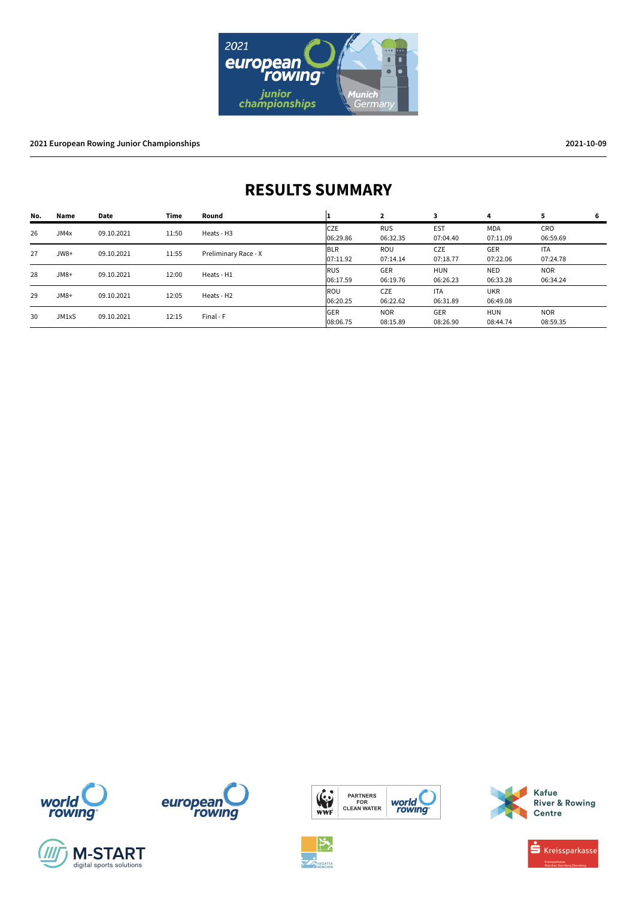2021 European Rowing Junior Championships

2021-10-09

# RESULTS SUMMARY

| No. | Name | Date | Time | Round | 1 | 2 | 3 | 4 | 5 | 6 |
|---|---|---|---|---|---|---|---|---|---|---|
| 26 | JM4x | 09.10.2021 | 11:50 | Heats - H3 | CZE 06:29.86 | RUS 06:32.35 | EST 07:04.40 | MDA 07:11.09 | CRO 06:59.69 | |
| 27 | JW8+ | 09.10.2021 | 11:55 | Preliminary Race - X | BLR 07:11.92 | ROU 07:14.14 | CZE 07:18.77 | GER 07:22.06 | ITA 07:24.78 | |
| 28 | JM8+ | 09.10.2021 | 12:00 | Heats - H1 | RUS 06:17.59 | GER 06:19.76 | HUN 06:26.23 | NED 06:33.28 | NOR 06:34.24 | |
| 29 | JM8+ | 09.10.2021 | 12:05 | Heats - H2 | ROU 06:20.25 | CZE 06:22.62 | ITA 06:31.89 | UKR 06:49.08 | | |
| 30 | JM1xS | 09.10.2021 | 12:15 | Final - F | GER 08:06.75 | NOR 08:15.89 | GER 08:26.90 | HUN 08:44.74 | NOR 08:59.35 | |